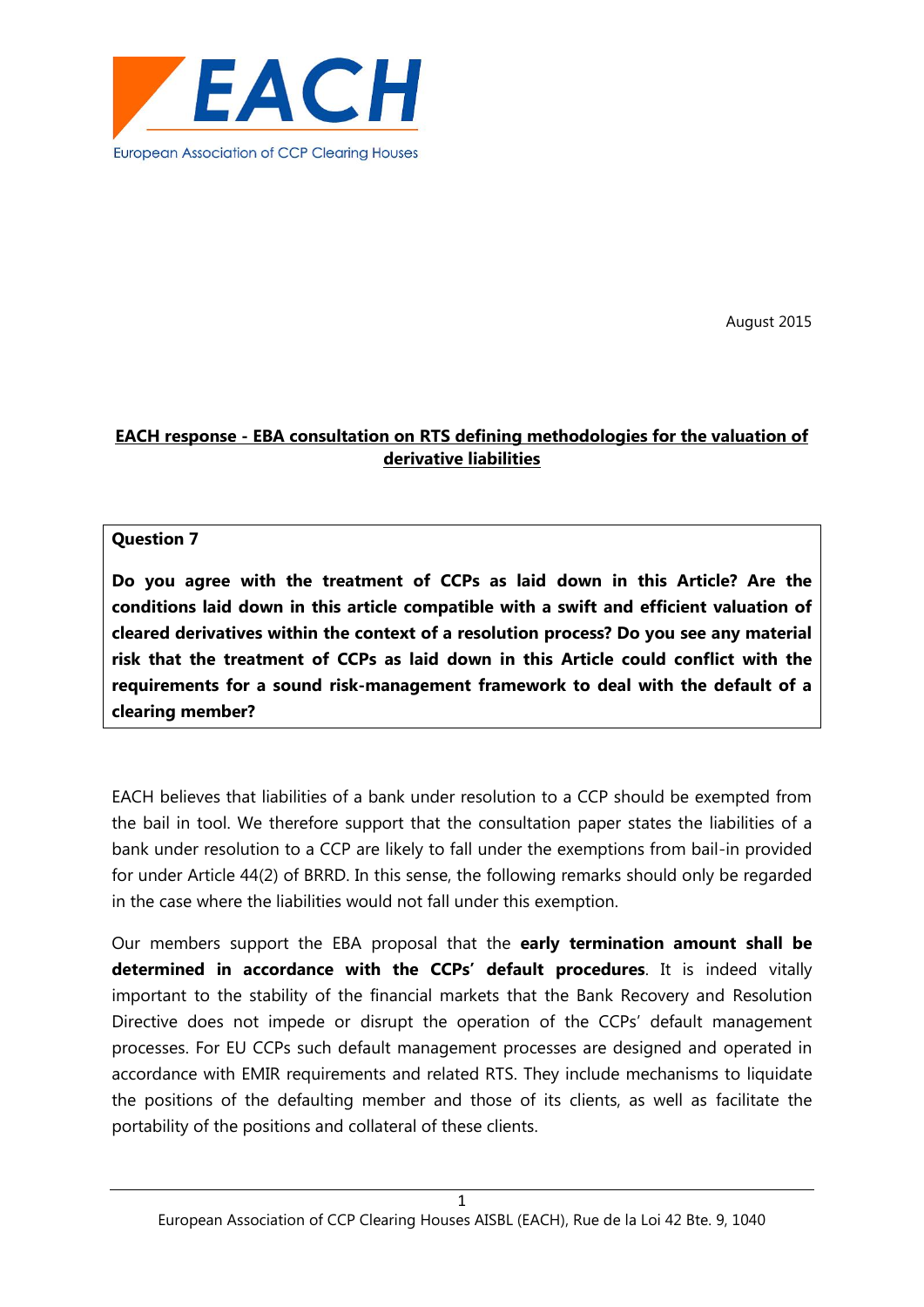# EACH

European Association of CCP Clearing Houses

August 2015

**EACH response - EBA consultation on RTS defining methodologies for the valuation of derivative liabilities**

**Question 7**

**Do you agree with the treatment of CCPs as laid down in this Article? Are the conditions laid down in this article compatible with a swift and efficient valuation of cleared derivatives within the context of a resolution process? Do you see any material risk that the treatment of CCPs as laid down in this Article could conflict with the requirements for a sound risk-management framework to deal with the default of a clearing member?**

EACH believes that liabilities of a bank under resolution to a CCP should be exempted from the bail in tool. We therefore support that the consultation paper states the liabilities of a bank under resolution to a CCP are likely to fall under the exemptions from bail-in provided for under Article 44(2) of BRRD. In this sense, the following remarks should only be regarded in the case where the liabilities would not fall under this exemption.

Our members support the EBA proposal that the **early termination amount shall be determined in accordance with the CCPs' default procedures**. It is indeed vitally important to the stability of the financial markets that the Bank Recovery and Resolution Directive does not impede or disrupt the operation of the CCPs' default management processes. For EU CCPs such default management processes are designed and operated in accordance with EMIR requirements and related RTS. They include mechanisms to liquidate the positions of the defaulting member and those of its clients, as well as facilitate the portability of the positions and collateral of these clients.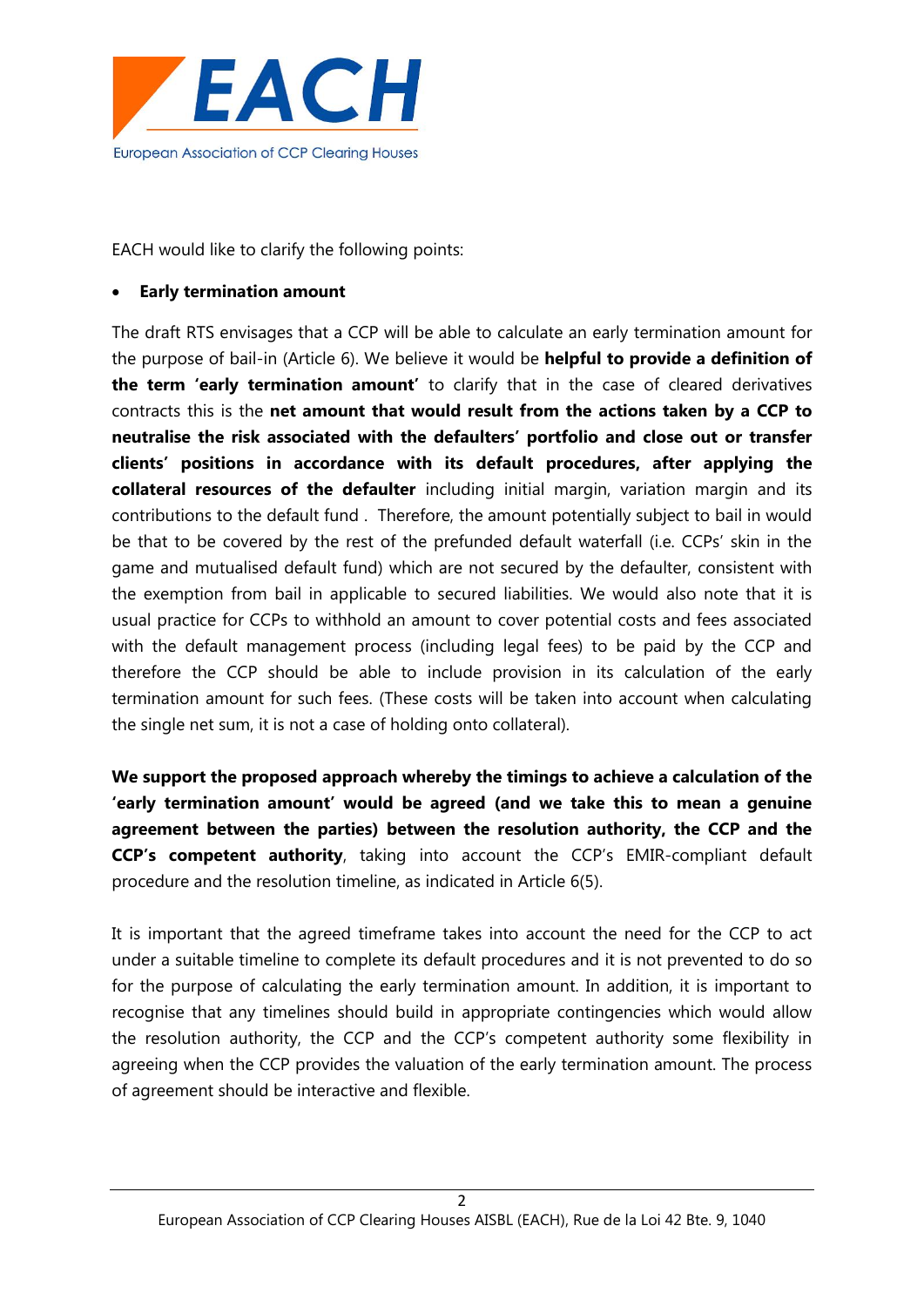EACH would like to clarify the following points:

- **Early termination amount**

The draft RTS envisages that a CCP will be able to calculate an early termination amount for the purpose of bail-in (Article 6). We believe it would be **helpful to provide a definition of the term 'early termination amount'** to clarify that in the case of cleared derivatives contracts this is the **net amount that would result from the actions taken by a CCP to neutralise the risk associated with the defaulters' portfolio and close out or transfer clients' positions in accordance with its default procedures, after applying the collateral resources of the defaulter** including initial margin, variation margin and its contributions to the default fund . Therefore, the amount potentially subject to bail in would be that to be covered by the rest of the prefunded default waterfall (i.e. CCPs' skin in the game and mutualised default fund) which are not secured by the defaulter, consistent with the exemption from bail in applicable to secured liabilities. We would also note that it is usual practice for CCPs to withhold an amount to cover potential costs and fees associated with the default management process (including legal fees) to be paid by the CCP and therefore the CCP should be able to include provision in its calculation of the early termination amount for such fees. (These costs will be taken into account when calculating the single net sum, it is not a case of holding onto collateral).

**We support the proposed approach whereby the timings to achieve a calculation of the 'early termination amount' would be agreed (and we take this to mean a genuine agreement between the parties) between the resolution authority, the CCP and the CCP's competent authority**, taking into account the CCP's EMIR-compliant default procedure and the resolution timeline, as indicated in Article 6(5).

It is important that the agreed timeframe takes into account the need for the CCP to act under a suitable timeline to complete its default procedures and it is not prevented to do so for the purpose of calculating the early termination amount. In addition, it is important to recognise that any timelines should build in appropriate contingencies which would allow the resolution authority, the CCP and the CCP's competent authority some flexibility in agreeing when the CCP provides the valuation of the early termination amount. The process of agreement should be interactive and flexible.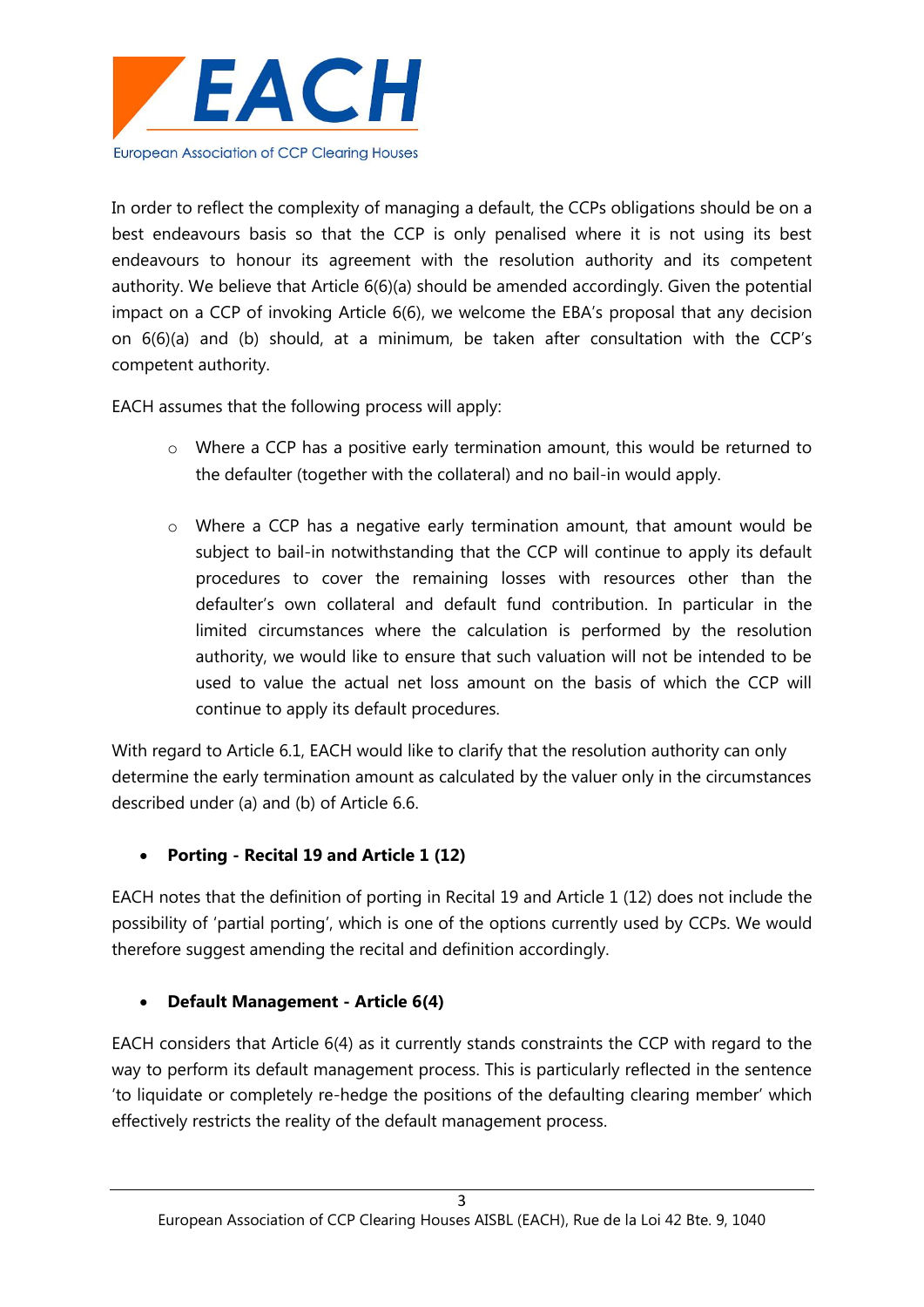In order to reflect the complexity of managing a default, the CCPs obligations should be on a best endeavours basis so that the CCP is only penalised where it is not using its best endeavours to honour its agreement with the resolution authority and its competent authority. We believe that Article 6(6)(a) should be amended accordingly. Given the potential impact on a CCP of invoking Article 6(6), we welcome the EBA's proposal that any decision on 6(6)(a) and (b) should, at a minimum, be taken after consultation with the CCP's competent authority.

EACH assumes that the following process will apply:

- Where a CCP has a positive early termination amount, this would be returned to the defaulter (together with the collateral) and no bail-in would apply.

- Where a CCP has a negative early termination amount, that amount would be subject to bail-in notwithstanding that the CCP will continue to apply its default procedures to cover the remaining losses with resources other than the defaulter's own collateral and default fund contribution. In particular in the limited circumstances where the calculation is performed by the resolution authority, we would like to ensure that such valuation will not be intended to be used to value the actual net loss amount on the basis of which the CCP will continue to apply its default procedures.

With regard to Article 6.1, EACH would like to clarify that the resolution authority can only determine the early termination amount as calculated by the valuer only in the circumstances described under (a) and (b) of Article 6.6.

- **Porting - Recital 19 and Article 1 (12)**

EACH notes that the definition of porting in Recital 19 and Article 1 (12) does not include the possibility of 'partial porting', which is one of the options currently used by CCPs. We would therefore suggest amending the recital and definition accordingly.

- **Default Management - Article 6(4)**

EACH considers that Article 6(4) as it currently stands constraints the CCP with regard to the way to perform its default management process. This is particularly reflected in the sentence 'to liquidate or completely re-hedge the positions of the defaulting clearing member' which effectively restricts the reality of the default management process.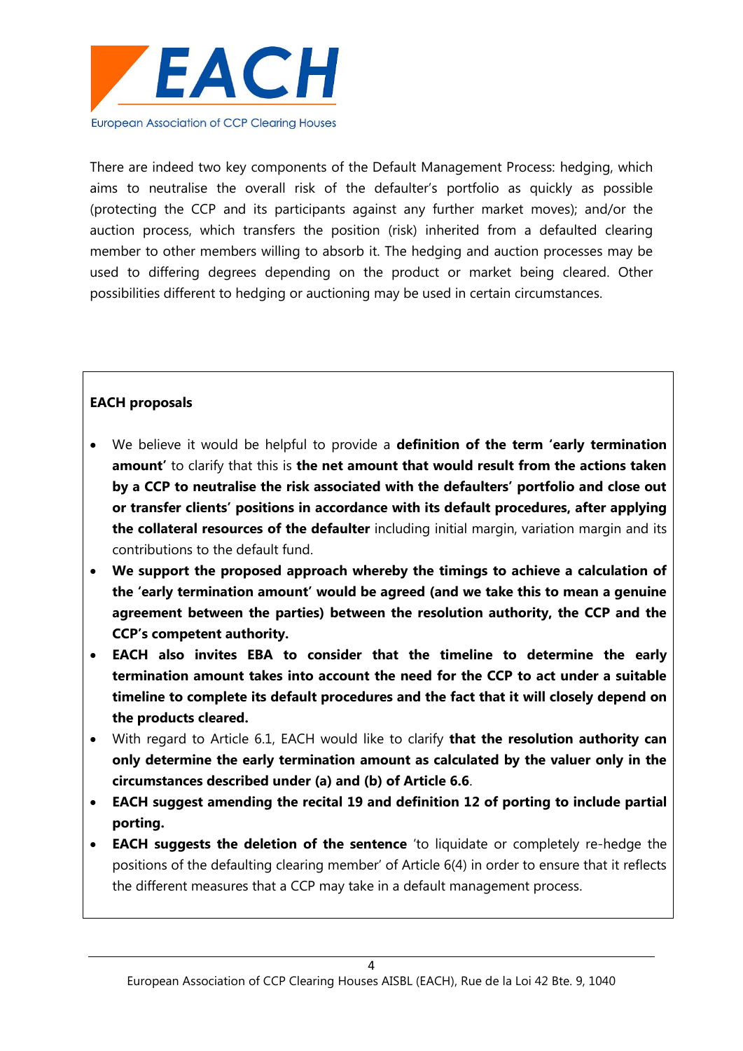There are indeed two key components of the Default Management Process: hedging, which aims to neutralise the overall risk of the defaulter's portfolio as quickly as possible (protecting the CCP and its participants against any further market moves); and/or the auction process, which transfers the position (risk) inherited from a defaulted clearing member to other members willing to absorb it. The hedging and auction processes may be used to differing degrees depending on the product or market being cleared. Other possibilities different to hedging or auctioning may be used in certain circumstances.

**EACH proposals**

- We believe it would be helpful to provide a **definition of the term 'early termination amount'** to clarify that this is **the net amount that would result from the actions taken by a CCP to neutralise the risk associated with the defaulters' portfolio and close out or transfer clients' positions in accordance with its default procedures, after applying the collateral resources of the defaulter** including initial margin, variation margin and its contributions to the default fund.
- **We support the proposed approach whereby the timings to achieve a calculation of the 'early termination amount' would be agreed (and we take this to mean a genuine agreement between the parties) between the resolution authority, the CCP and the CCP's competent authority.**
- **EACH also invites EBA to consider that the timeline to determine the early termination amount takes into account the need for the CCP to act under a suitable timeline to complete its default procedures and the fact that it will closely depend on the products cleared.**
- With regard to Article 6.1, EACH would like to clarify **that the resolution authority can only determine the early termination amount as calculated by the valuer only in the circumstances described under (a) and (b) of Article 6.6**.
- **EACH suggest amending the recital 19 and definition 12 of porting to include partial porting.**
- **EACH suggests the deletion of the sentence** 'to liquidate or completely re-hedge the positions of the defaulting clearing member' of Article 6(4) in order to ensure that it reflects the different measures that a CCP may take in a default management process.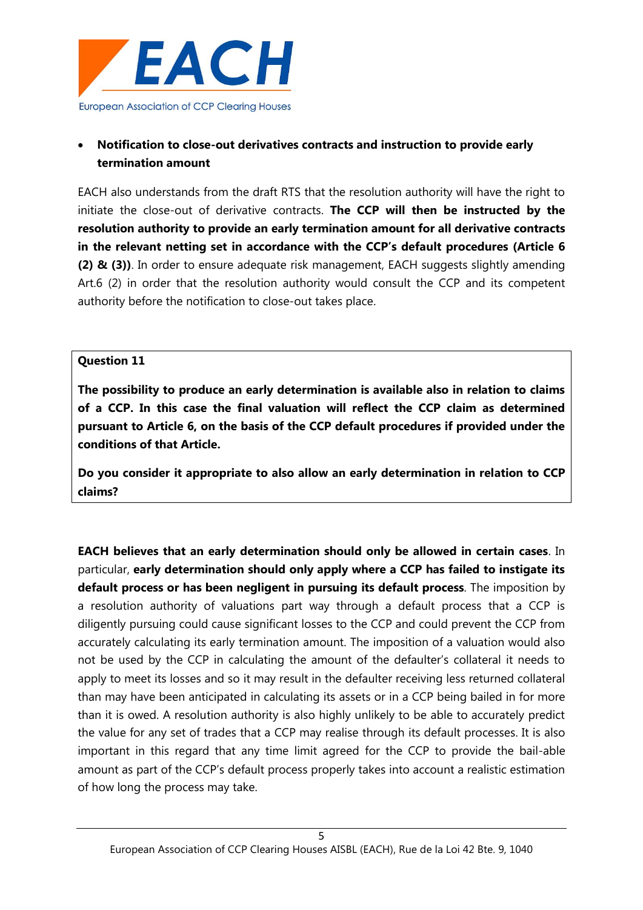- **Notification to close-out derivatives contracts and instruction to provide early termination amount**

EACH also understands from the draft RTS that the resolution authority will have the right to initiate the close-out of derivative contracts. **The CCP will then be instructed by the resolution authority to provide an early termination amount for all derivative contracts in the relevant netting set in accordance with the CCP's default procedures (Article 6 (2) & (3))**. In order to ensure adequate risk management, EACH suggests slightly amending Art.6 (2) in order that the resolution authority would consult the CCP and its competent authority before the notification to close-out takes place.

**Question 11**

**The possibility to produce an early determination is available also in relation to claims of a CCP. In this case the final valuation will reflect the CCP claim as determined pursuant to Article 6, on the basis of the CCP default procedures if provided under the conditions of that Article.**

**Do you consider it appropriate to also allow an early determination in relation to CCP claims?**

**EACH believes that an early determination should only be allowed in certain cases**. In particular, **early determination should only apply where a CCP has failed to instigate its default process or has been negligent in pursuing its default process**. The imposition by a resolution authority of valuations part way through a default process that a CCP is diligently pursuing could cause significant losses to the CCP and could prevent the CCP from accurately calculating its early termination amount. The imposition of a valuation would also not be used by the CCP in calculating the amount of the defaulter's collateral it needs to apply to meet its losses and so it may result in the defaulter receiving less returned collateral than may have been anticipated in calculating its assets or in a CCP being bailed in for more than it is owed. A resolution authority is also highly unlikely to be able to accurately predict the value for any set of trades that a CCP may realise through its default processes. It is also important in this regard that any time limit agreed for the CCP to provide the bail-able amount as part of the CCP's default process properly takes into account a realistic estimation of how long the process may take.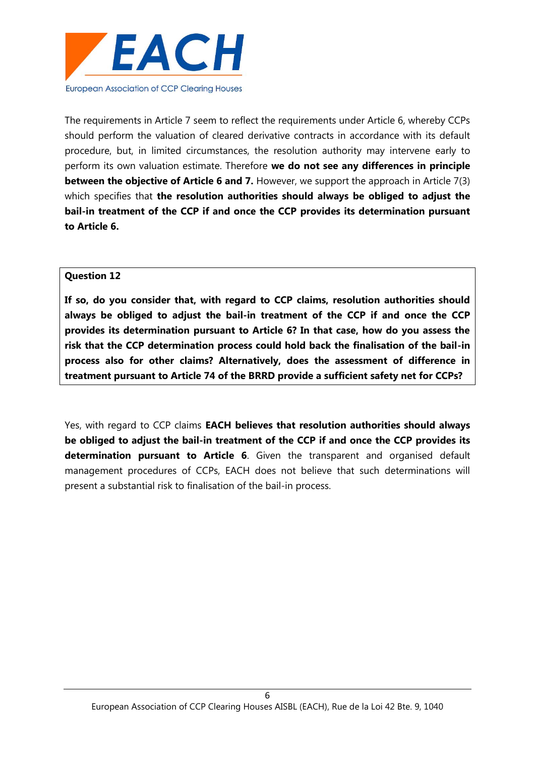The requirements in Article 7 seem to reflect the requirements under Article 6, whereby CCPs should perform the valuation of cleared derivative contracts in accordance with its default procedure, but, in limited circumstances, the resolution authority may intervene early to perform its own valuation estimate. Therefore **we do not see any differences in principle between the objective of Article 6 and 7.** However, we support the approach in Article 7(3) which specifies that **the resolution authorities should always be obliged to adjust the bail-in treatment of the CCP if and once the CCP provides its determination pursuant to Article 6.**

> **Question 12**
>
> **If so, do you consider that, with regard to CCP claims, resolution authorities should always be obliged to adjust the bail-in treatment of the CCP if and once the CCP provides its determination pursuant to Article 6? In that case, how do you assess the risk that the CCP determination process could hold back the finalisation of the bail-in process also for other claims? Alternatively, does the assessment of difference in treatment pursuant to Article 74 of the BRRD provide a sufficient safety net for CCPs?**

Yes, with regard to CCP claims **EACH believes that resolution authorities should always be obliged to adjust the bail-in treatment of the CCP if and once the CCP provides its determination pursuant to Article 6**. Given the transparent and organised default management procedures of CCPs, EACH does not believe that such determinations will present a substantial risk to finalisation of the bail-in process.